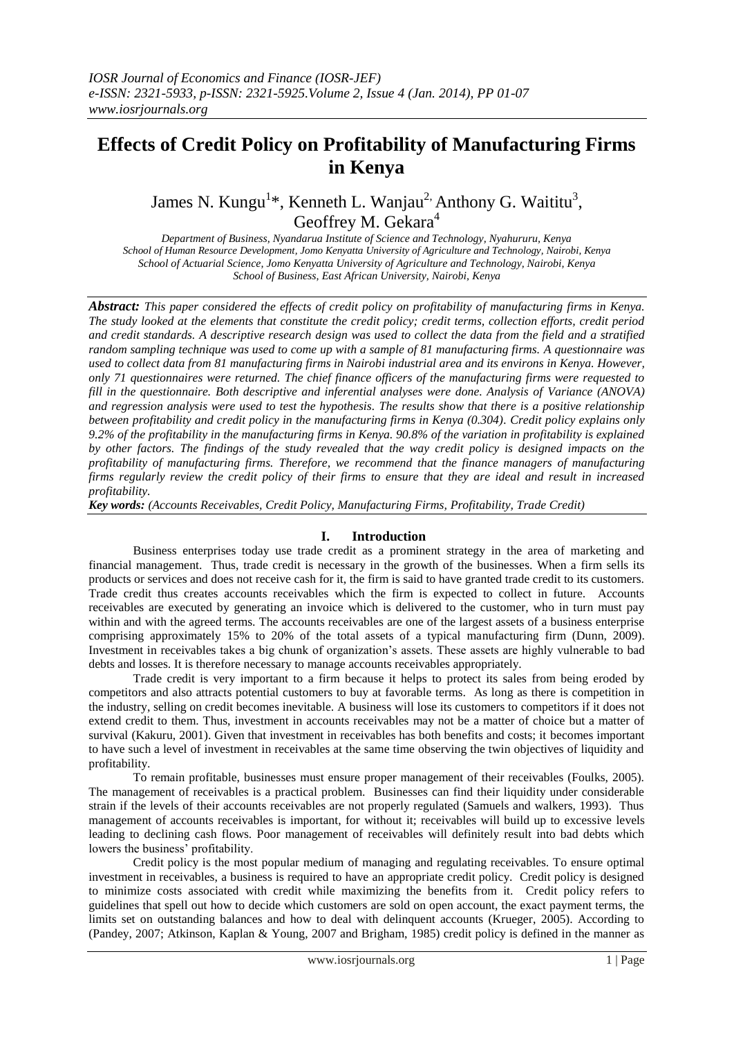# Effects of Credit Policy on Profitability of Manufacturing Firms in Kenya

James N. Kungu[1]*, Kenneth L. Wanjau[2], Anthony G. Waititu[3], Geoffrey M. Gekara[4]

*Department of Business, Nyandarua Institute of Science and Technology, Nyahururu, Kenya*
*School of Human Resource Development, Jomo Kenyatta University of Agriculture and Technology, Nairobi, Kenya*
*School of Actuarial Science, Jomo Kenyatta University of Agriculture and Technology, Nairobi, Kenya*
*School of Business, East African University, Nairobi, Kenya*

***Abstract:*** *This paper considered the effects of credit policy on profitability of manufacturing firms in Kenya. The study looked at the elements that constitute the credit policy; credit terms, collection efforts, credit period and credit standards. A descriptive research design was used to collect the data from the field and a stratified random sampling technique was used to come up with a sample of 81 manufacturing firms. A questionnaire was used to collect data from 81 manufacturing firms in Nairobi industrial area and its environs in Kenya. However, only 71 questionnaires were returned. The chief finance officers of the manufacturing firms were requested to fill in the questionnaire. Both descriptive and inferential analyses were done. Analysis of Variance (ANOVA) and regression analysis were used to test the hypothesis. The results show that there is a positive relationship between profitability and credit policy in the manufacturing firms in Kenya (0.304). Credit policy explains only 9.2% of the profitability in the manufacturing firms in Kenya. 90.8% of the variation in profitability is explained by other factors. The findings of the study revealed that the way credit policy is designed impacts on the profitability of manufacturing firms. Therefore, we recommend that the finance managers of manufacturing firms regularly review the credit policy of their firms to ensure that they are ideal and result in increased profitability.*

***Key words:*** *(Accounts Receivables, Credit Policy, Manufacturing Firms, Profitability, Trade Credit)*

## I. Introduction

Business enterprises today use trade credit as a prominent strategy in the area of marketing and financial management. Thus, trade credit is necessary in the growth of the businesses. When a firm sells its products or services and does not receive cash for it, the firm is said to have granted trade credit to its customers. Trade credit thus creates accounts receivables which the firm is expected to collect in future. Accounts receivables are executed by generating an invoice which is delivered to the customer, who in turn must pay within and with the agreed terms. The accounts receivables are one of the largest assets of a business enterprise comprising approximately 15% to 20% of the total assets of a typical manufacturing firm (Dunn, 2009). Investment in receivables takes a big chunk of organization's assets. These assets are highly vulnerable to bad debts and losses. It is therefore necessary to manage accounts receivables appropriately.

Trade credit is very important to a firm because it helps to protect its sales from being eroded by competitors and also attracts potential customers to buy at favorable terms. As long as there is competition in the industry, selling on credit becomes inevitable. A business will lose its customers to competitors if it does not extend credit to them. Thus, investment in accounts receivables may not be a matter of choice but a matter of survival (Kakuru, 2001). Given that investment in receivables has both benefits and costs; it becomes important to have such a level of investment in receivables at the same time observing the twin objectives of liquidity and profitability.

To remain profitable, businesses must ensure proper management of their receivables (Foulks, 2005). The management of receivables is a practical problem. Businesses can find their liquidity under considerable strain if the levels of their accounts receivables are not properly regulated (Samuels and walkers, 1993). Thus management of accounts receivables is important, for without it; receivables will build up to excessive levels leading to declining cash flows. Poor management of receivables will definitely result into bad debts which lowers the business' profitability.

Credit policy is the most popular medium of managing and regulating receivables. To ensure optimal investment in receivables, a business is required to have an appropriate credit policy. Credit policy is designed to minimize costs associated with credit while maximizing the benefits from it. Credit policy refers to guidelines that spell out how to decide which customers are sold on open account, the exact payment terms, the limits set on outstanding balances and how to deal with delinquent accounts (Krueger, 2005). According to (Pandey, 2007; Atkinson, Kaplan & Young, 2007 and Brigham, 1985) credit policy is defined in the manner as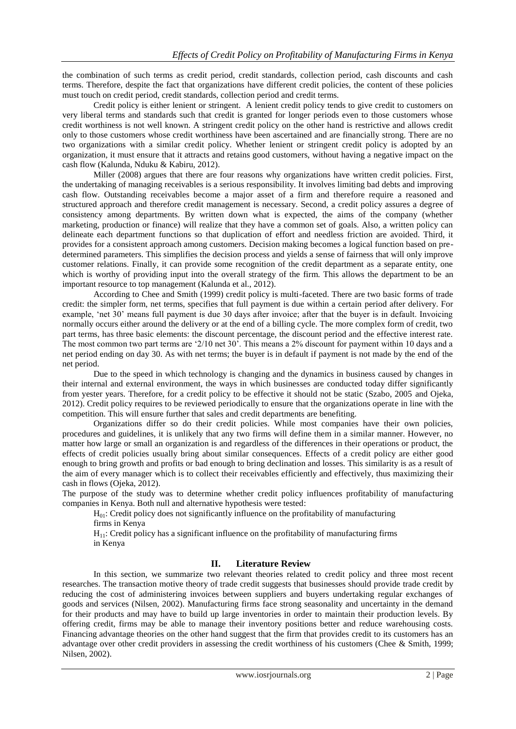the combination of such terms as credit period, credit standards, collection period, cash discounts and cash terms. Therefore, despite the fact that organizations have different credit policies, the content of these policies must touch on credit period, credit standards, collection period and credit terms.

Credit policy is either lenient or stringent. A lenient credit policy tends to give credit to customers on very liberal terms and standards such that credit is granted for longer periods even to those customers whose credit worthiness is not well known. A stringent credit policy on the other hand is restrictive and allows credit only to those customers whose credit worthiness have been ascertained and are financially strong. There are no two organizations with a similar credit policy. Whether lenient or stringent credit policy is adopted by an organization, it must ensure that it attracts and retains good customers, without having a negative impact on the cash flow (Kalunda, Nduku & Kabiru, 2012).

Miller (2008) argues that there are four reasons why organizations have written credit policies. First, the undertaking of managing receivables is a serious responsibility. It involves limiting bad debts and improving cash flow. Outstanding receivables become a major asset of a firm and therefore require a reasoned and structured approach and therefore credit management is necessary. Second, a credit policy assures a degree of consistency among departments. By written down what is expected, the aims of the company (whether marketing, production or finance) will realize that they have a common set of goals. Also, a written policy can delineate each department functions so that duplication of effort and needless friction are avoided. Third, it provides for a consistent approach among customers. Decision making becomes a logical function based on pre-determined parameters. This simplifies the decision process and yields a sense of fairness that will only improve customer relations. Finally, it can provide some recognition of the credit department as a separate entity, one which is worthy of providing input into the overall strategy of the firm. This allows the department to be an important resource to top management (Kalunda et al., 2012).

According to Chee and Smith (1999) credit policy is multi-faceted. There are two basic forms of trade credit: the simpler form, net terms, specifies that full payment is due within a certain period after delivery. For example, 'net 30' means full payment is due 30 days after invoice; after that the buyer is in default. Invoicing normally occurs either around the delivery or at the end of a billing cycle. The more complex form of credit, two part terms, has three basic elements: the discount percentage, the discount period and the effective interest rate. The most common two part terms are '2/10 net 30'. This means a 2% discount for payment within 10 days and a net period ending on day 30. As with net terms; the buyer is in default if payment is not made by the end of the net period.

Due to the speed in which technology is changing and the dynamics in business caused by changes in their internal and external environment, the ways in which businesses are conducted today differ significantly from yester years. Therefore, for a credit policy to be effective it should not be static (Szabo, 2005 and Ojeka, 2012). Credit policy requires to be reviewed periodically to ensure that the organizations operate in line with the competition. This will ensure further that sales and credit departments are benefiting.

Organizations differ so do their credit policies. While most companies have their own policies, procedures and guidelines, it is unlikely that any two firms will define them in a similar manner. However, no matter how large or small an organization is and regardless of the differences in their operations or product, the effects of credit policies usually bring about similar consequences. Effects of a credit policy are either good enough to bring growth and profits or bad enough to bring declination and losses. This similarity is as a result of the aim of every manager which is to collect their receivables efficiently and effectively, thus maximizing their cash in flows (Ojeka, 2012).

The purpose of the study was to determine whether credit policy influences profitability of manufacturing companies in Kenya. Both null and alternative hypothesis were tested:

$H_{01}$: Credit policy does not significantly influence on the profitability of manufacturing firms in Kenya

$H_{11}$: Credit policy has a significant influence on the profitability of manufacturing firms in Kenya

## II. Literature Review

In this section, we summarize two relevant theories related to credit policy and three most recent researches. The transaction motive theory of trade credit suggests that businesses should provide trade credit by reducing the cost of administering invoices between suppliers and buyers undertaking regular exchanges of goods and services (Nilsen, 2002). Manufacturing firms face strong seasonality and uncertainty in the demand for their products and may have to build up large inventories in order to maintain their production levels. By offering credit, firms may be able to manage their inventory positions better and reduce warehousing costs. Financing advantage theories on the other hand suggest that the firm that provides credit to its customers has an advantage over other credit providers in assessing the credit worthiness of his customers (Chee & Smith, 1999; Nilsen, 2002).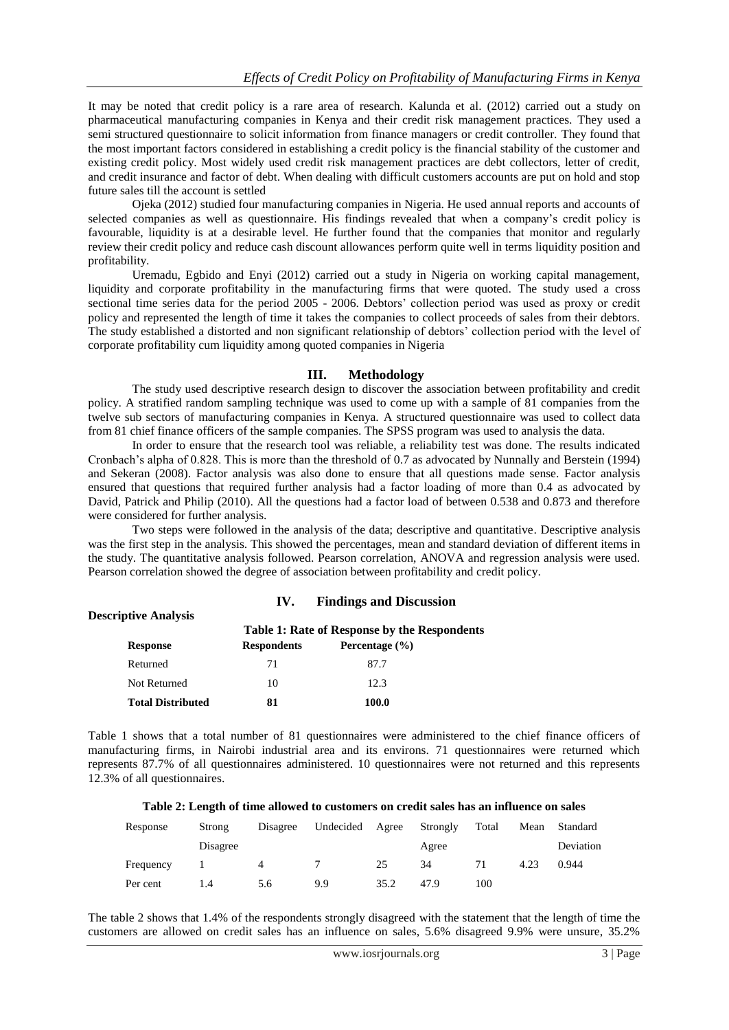It may be noted that credit policy is a rare area of research. Kalunda et al. (2012) carried out a study on pharmaceutical manufacturing companies in Kenya and their credit risk management practices. They used a semi structured questionnaire to solicit information from finance managers or credit controller. They found that the most important factors considered in establishing a credit policy is the financial stability of the customer and existing credit policy. Most widely used credit risk management practices are debt collectors, letter of credit, and credit insurance and factor of debt. When dealing with difficult customers accounts are put on hold and stop future sales till the account is settled

Ojeka (2012) studied four manufacturing companies in Nigeria. He used annual reports and accounts of selected companies as well as questionnaire. His findings revealed that when a company's credit policy is favourable, liquidity is at a desirable level. He further found that the companies that monitor and regularly review their credit policy and reduce cash discount allowances perform quite well in terms liquidity position and profitability.

Uremadu, Egbido and Enyi (2012) carried out a study in Nigeria on working capital management, liquidity and corporate profitability in the manufacturing firms that were quoted. The study used a cross sectional time series data for the period 2005 - 2006. Debtors' collection period was used as proxy or credit policy and represented the length of time it takes the companies to collect proceeds of sales from their debtors. The study established a distorted and non significant relationship of debtors' collection period with the level of corporate profitability cum liquidity among quoted companies in Nigeria

## III. Methodology

The study used descriptive research design to discover the association between profitability and credit policy. A stratified random sampling technique was used to come up with a sample of 81 companies from the twelve sub sectors of manufacturing companies in Kenya. A structured questionnaire was used to collect data from 81 chief finance officers of the sample companies. The SPSS program was used to analysis the data.

In order to ensure that the research tool was reliable, a reliability test was done. The results indicated Cronbach's alpha of 0.828. This is more than the threshold of 0.7 as advocated by Nunnally and Berstein (1994) and Sekeran (2008). Factor analysis was also done to ensure that all questions made sense. Factor analysis ensured that questions that required further analysis had a factor loading of more than 0.4 as advocated by David, Patrick and Philip (2010). All the questions had a factor load of between 0.538 and 0.873 and therefore were considered for further analysis.

Two steps were followed in the analysis of the data; descriptive and quantitative. Descriptive analysis was the first step in the analysis. This showed the percentages, mean and standard deviation of different items in the study. The quantitative analysis followed. Pearson correlation, ANOVA and regression analysis were used. Pearson correlation showed the degree of association between profitability and credit policy.

## IV. Findings and Discussion

### Descriptive Analysis

**Table 1: Rate of Response by the Respondents**

| Response | Respondents | Percentage (%) |
|---|---|---|
| Returned | 71 | 87.7 |
| Not Returned | 10 | 12.3 |
| **Total Distributed** | **81** | **100.0** |

Table 1 shows that a total number of 81 questionnaires were administered to the chief finance officers of manufacturing firms, in Nairobi industrial area and its environs. 71 questionnaires were returned which represents 87.7% of all questionnaires administered. 10 questionnaires were not returned and this represents 12.3% of all questionnaires.

**Table 2: Length of time allowed to customers on credit sales has an influence on sales**

| Response | Strong Disagree | Disagree | Undecided | Agree | Strongly Agree | Total | Mean | Standard Deviation |
|---|---|---|---|---|---|---|---|---|
| Frequency | 1 | 4 | 7 | 25 | 34 | 71 | 4.23 | 0.944 |
| Per cent | 1.4 | 5.6 | 9.9 | 35.2 | 47.9 | 100 | | |

The table 2 shows that 1.4% of the respondents strongly disagreed with the statement that the length of time the customers are allowed on credit sales has an influence on sales, 5.6% disagreed 9.9% were unsure, 35.2%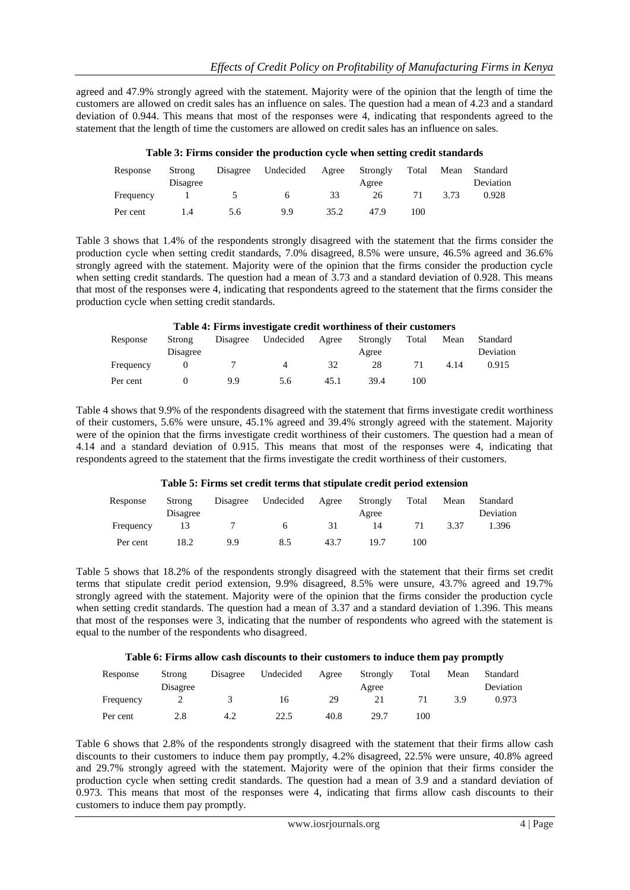agreed and 47.9% strongly agreed with the statement. Majority were of the opinion that the length of time the customers are allowed on credit sales has an influence on sales. The question had a mean of 4.23 and a standard deviation of 0.944. This means that most of the responses were 4, indicating that respondents agreed to the statement that the length of time the customers are allowed on credit sales has an influence on sales.

**Table 3: Firms consider the production cycle when setting credit standards**

| Response | Strong Disagree | Disagree | Undecided | Agree | Strongly Agree | Total | Mean | Standard Deviation |
|---|---|---|---|---|---|---|---|---|
| Frequency | 1 | 5 | 6 | 33 | 26 | 71 | 3.73 | 0.928 |
| Per cent | 1.4 | 5.6 | 9.9 | 35.2 | 47.9 | 100 | | |

Table 3 shows that 1.4% of the respondents strongly disagreed with the statement that the firms consider the production cycle when setting credit standards, 7.0% disagreed, 8.5% were unsure, 46.5% agreed and 36.6% strongly agreed with the statement. Majority were of the opinion that the firms consider the production cycle when setting credit standards. The question had a mean of 3.73 and a standard deviation of 0.928. This means that most of the responses were 4, indicating that respondents agreed to the statement that the firms consider the production cycle when setting credit standards.

**Table 4: Firms investigate credit worthiness of their customers**

| Response | Strong Disagree | Disagree | Undecided | Agree | Strongly Agree | Total | Mean | Standard Deviation |
|---|---|---|---|---|---|---|---|---|
| Frequency | 0 | 7 | 4 | 32 | 28 | 71 | 4.14 | 0.915 |
| Per cent | 0 | 9.9 | 5.6 | 45.1 | 39.4 | 100 | | |

Table 4 shows that 9.9% of the respondents disagreed with the statement that firms investigate credit worthiness of their customers, 5.6% were unsure, 45.1% agreed and 39.4% strongly agreed with the statement. Majority were of the opinion that the firms investigate credit worthiness of their customers. The question had a mean of 4.14 and a standard deviation of 0.915. This means that most of the responses were 4, indicating that respondents agreed to the statement that the firms investigate the credit worthiness of their customers.

**Table 5: Firms set credit terms that stipulate credit period extension**

| Response | Strong Disagree | Disagree | Undecided | Agree | Strongly Agree | Total | Mean | Standard Deviation |
|---|---|---|---|---|---|---|---|---|
| Frequency | 13 | 7 | 6 | 31 | 14 | 71 | 3.37 | 1.396 |
| Per cent | 18.2 | 9.9 | 8.5 | 43.7 | 19.7 | 100 | | |

Table 5 shows that 18.2% of the respondents strongly disagreed with the statement that their firms set credit terms that stipulate credit period extension, 9.9% disagreed, 8.5% were unsure, 43.7% agreed and 19.7% strongly agreed with the statement. Majority were of the opinion that the firms consider the production cycle when setting credit standards. The question had a mean of 3.37 and a standard deviation of 1.396. This means that most of the responses were 3, indicating that the number of respondents who agreed with the statement is equal to the number of the respondents who disagreed.

**Table 6: Firms allow cash discounts to their customers to induce them pay promptly**

| Response | Strong Disagree | Disagree | Undecided | Agree | Strongly Agree | Total | Mean | Standard Deviation |
|---|---|---|---|---|---|---|---|---|
| Frequency | 2 | 3 | 16 | 29 | 21 | 71 | 3.9 | 0.973 |
| Per cent | 2.8 | 4.2 | 22.5 | 40.8 | 29.7 | 100 | | |

Table 6 shows that 2.8% of the respondents strongly disagreed with the statement that their firms allow cash discounts to their customers to induce them pay promptly, 4.2% disagreed, 22.5% were unsure, 40.8% agreed and 29.7% strongly agreed with the statement. Majority were of the opinion that their firms consider the production cycle when setting credit standards. The question had a mean of 3.9 and a standard deviation of 0.973. This means that most of the responses were 4, indicating that firms allow cash discounts to their customers to induce them pay promptly.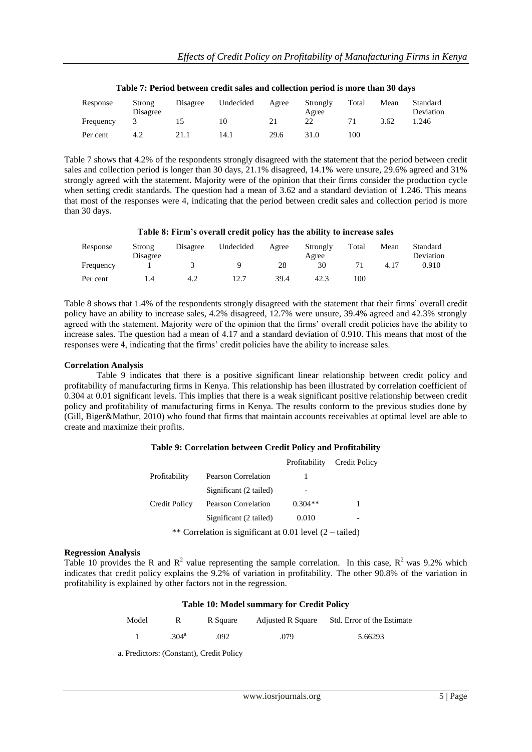**Table 7: Period between credit sales and collection period is more than 30 days**

| Response | Strong Disagree | Disagree | Undecided | Agree | Strongly Agree | Total | Mean | Standard Deviation |
|---|---|---|---|---|---|---|---|---|
| Frequency | 3 | 15 | 10 | 21 | 22 | 71 | 3.62 | 1.246 |
| Per cent | 4.2 | 21.1 | 14.1 | 29.6 | 31.0 | 100 | | |

Table 7 shows that 4.2% of the respondents strongly disagreed with the statement that the period between credit sales and collection period is longer than 30 days, 21.1% disagreed, 14.1% were unsure, 29.6% agreed and 31% strongly agreed with the statement. Majority were of the opinion that their firms consider the production cycle when setting credit standards. The question had a mean of 3.62 and a standard deviation of 1.246. This means that most of the responses were 4, indicating that the period between credit sales and collection period is more than 30 days.

**Table 8: Firm's overall credit policy has the ability to increase sales**

| Response | Strong Disagree | Disagree | Undecided | Agree | Strongly Agree | Total | Mean | Standard Deviation |
|---|---|---|---|---|---|---|---|---|
| Frequency | 1 | 3 | 9 | 28 | 30 | 71 | 4.17 | 0.910 |
| Per cent | 1.4 | 4.2 | 12.7 | 39.4 | 42.3 | 100 | | |

Table 8 shows that 1.4% of the respondents strongly disagreed with the statement that their firms' overall credit policy have an ability to increase sales, 4.2% disagreed, 12.7% were unsure, 39.4% agreed and 42.3% strongly agreed with the statement. Majority were of the opinion that the firms' overall credit policies have the ability to increase sales. The question had a mean of 4.17 and a standard deviation of 0.910. This means that most of the responses were 4, indicating that the firms' credit policies have the ability to increase sales.

**Correlation Analysis**

Table 9 indicates that there is a positive significant linear relationship between credit policy and profitability of manufacturing firms in Kenya. This relationship has been illustrated by correlation coefficient of 0.304 at 0.01 significant levels. This implies that there is a weak significant positive relationship between credit policy and profitability of manufacturing firms in Kenya. The results conform to the previous studies done by (Gill, Biger&Mathur, 2010) who found that firms that maintain accounts receivables at optimal level are able to create and maximize their profits.

**Table 9: Correlation between Credit Policy and Profitability**

| | | Profitability | Credit Policy |
|---|---|---|---|
| Profitability | Pearson Correlation | 1 | |
| | Significant (2 tailed) | - | |
| Credit Policy | Pearson Correlation | 0.304** | 1 |
| | Significant (2 tailed) | 0.010 | - |

** Correlation is significant at 0.01 level (2 – tailed)

**Regression Analysis**

Table 10 provides the R and $R^2$ value representing the sample correlation. In this case, $R^2$ was 9.2% which indicates that credit policy explains the 9.2% of variation in profitability. The other 90.8% of the variation in profitability is explained by other factors not in the regression.

**Table 10: Model summary for Credit Policy**

| Model | R | R Square | Adjusted R Square | Std. Error of the Estimate |
|---|---|---|---|---|
| 1 | .304[a] | .092 | .079 | 5.66293 |

a. Predictors: (Constant), Credit Policy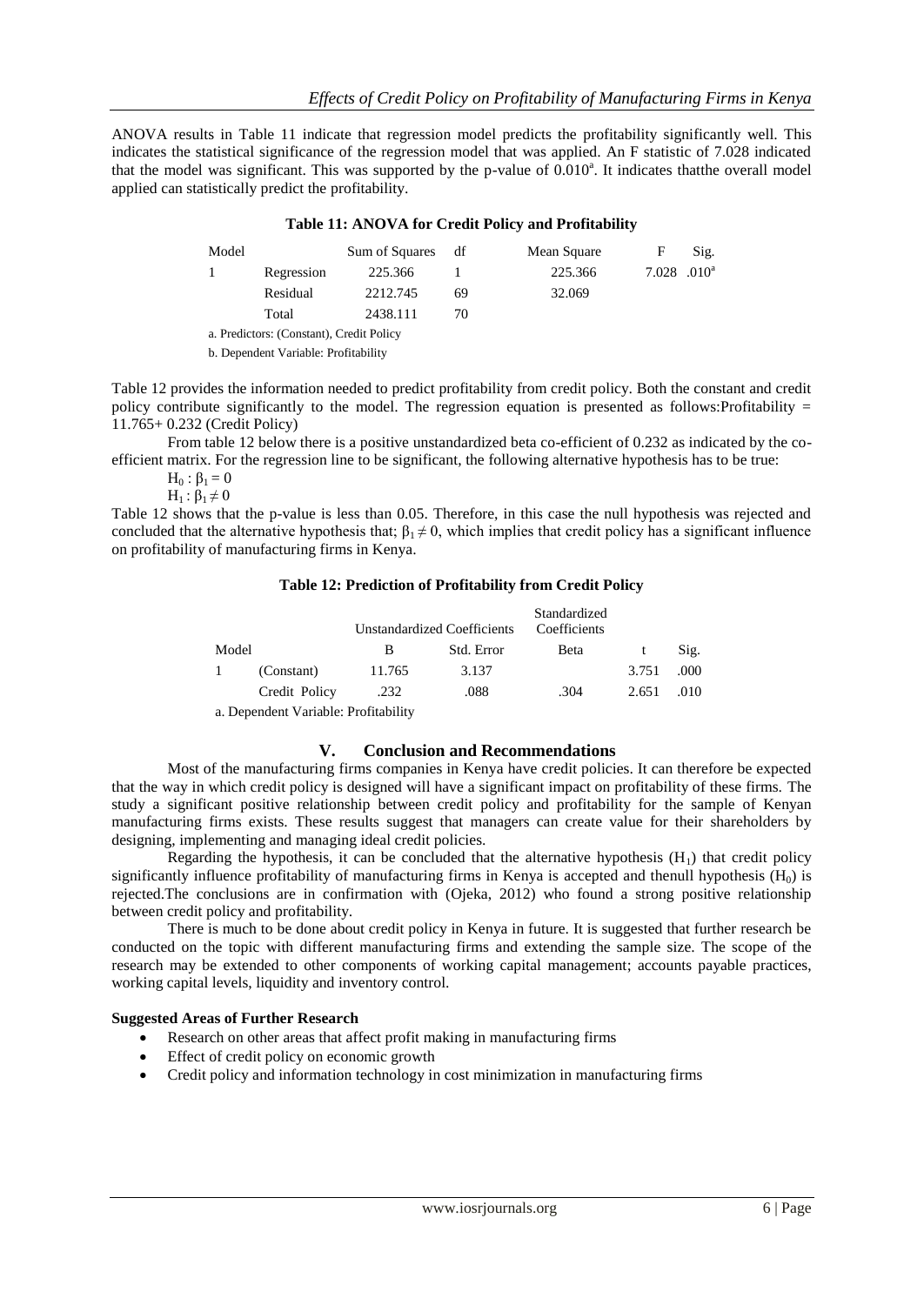ANOVA results in Table 11 indicate that regression model predicts the profitability significantly well. This indicates the statistical significance of the regression model that was applied. An F statistic of 7.028 indicated that the model was significant. This was supported by the p-value of 0.010[a]. It indicates thatthe overall model applied can statistically predict the profitability.

**Table 11: ANOVA for Credit Policy and Profitability**

| Model | | Sum of Squares | df | Mean Square | F | Sig. |
|---|---|---|---|---|---|---|
| 1 | Regression | 225.366 | 1 | 225.366 | 7.028 | .010[a] |
| | Residual | 2212.745 | 69 | 32.069 | | |
| | Total | 2438.111 | 70 | | | |

a. Predictors: (Constant), Credit Policy

b. Dependent Variable: Profitability

Table 12 provides the information needed to predict profitability from credit policy. Both the constant and credit policy contribute significantly to the model. The regression equation is presented as follows:Profitability = 11.765+ 0.232 (Credit Policy)

From table 12 below there is a positive unstandardized beta co-efficient of 0.232 as indicated by the co-efficient matrix. For the regression line to be significant, the following alternative hypothesis has to be true:

$H_0 : \beta_1 = 0$

$H_1 : \beta_1 \neq 0$

Table 12 shows that the p-value is less than 0.05. Therefore, in this case the null hypothesis was rejected and concluded that the alternative hypothesis that; $\beta_1 \neq 0$, which implies that credit policy has a significant influence on profitability of manufacturing firms in Kenya.

**Table 12: Prediction of Profitability from Credit Policy**

| Model | | Unstandardized Coefficients | | Standardized Coefficients | t | Sig. |
|---|---|---|---|---|---|---|
| | | B | Std. Error | Beta | | |
| 1 | (Constant) | 11.765 | 3.137 | | 3.751 | .000 |
| | Credit Policy | .232 | .088 | .304 | 2.651 | .010 |

a. Dependent Variable: Profitability

## V. Conclusion and Recommendations

Most of the manufacturing firms companies in Kenya have credit policies. It can therefore be expected that the way in which credit policy is designed will have a significant impact on profitability of these firms. The study a significant positive relationship between credit policy and profitability for the sample of Kenyan manufacturing firms exists. These results suggest that managers can create value for their shareholders by designing, implementing and managing ideal credit policies.

Regarding the hypothesis, it can be concluded that the alternative hypothesis ($H_1$) that credit policy significantly influence profitability of manufacturing firms in Kenya is accepted and thenull hypothesis ($H_0$) is rejected.The conclusions are in confirmation with (Ojeka, 2012) who found a strong positive relationship between credit policy and profitability.

There is much to be done about credit policy in Kenya in future. It is suggested that further research be conducted on the topic with different manufacturing firms and extending the sample size. The scope of the research may be extended to other components of working capital management; accounts payable practices, working capital levels, liquidity and inventory control.

**Suggested Areas of Further Research**

- Research on other areas that affect profit making in manufacturing firms
- Effect of credit policy on economic growth
- Credit policy and information technology in cost minimization in manufacturing firms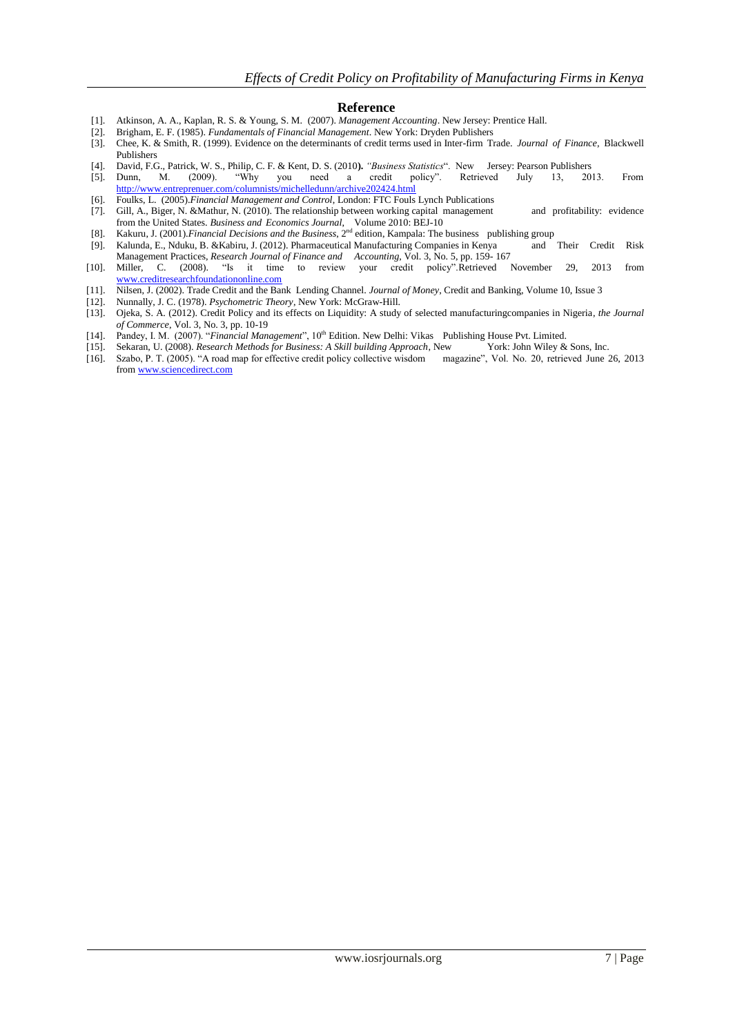## Reference

[1]. Atkinson, A. A., Kaplan, R. S. & Young, S. M. (2007). *Management Accounting*. New Jersey: Prentice Hall.

[2]. Brigham, E. F. (1985). *Fundamentals of Financial Management*. New York: Dryden Publishers

[3]. Chee, K. & Smith, R. (1999). Evidence on the determinants of credit terms used in Inter-firm Trade. *Journal of Finance*, Blackwell Publishers

[4]. David, F.G., Patrick, W. S., Philip, C. F. & Kent, D. S. (2010**).** *"Business Statistics*". New Jersey: Pearson Publishers

[5]. Dunn, M. (2009). "Why you need a credit policy". Retrieved July 13, 2013. From http://www.entreprenuer.com/columnists/michelledunn/archive202424.html

[6]. Foulks, L. (2005).*Financial Management and Control*, London: FTC Fouls Lynch Publications

[7]. Gill, A., Biger, N. &Mathur, N. (2010). The relationship between working capital management and profitability: evidence from the United States. *Business and Economics Journal*, Volume 2010: BEJ-10

[8]. Kakuru, J. (2001).*Financial Decisions and the Business*, 2nd edition, Kampala: The business publishing group

[9]. Kalunda, E., Nduku, B. &Kabiru, J. (2012). Pharmaceutical Manufacturing Companies in Kenya and Their Credit Risk Management Practices, *Research Journal of Finance and Accounting*, Vol. 3, No. 5, pp. 159- 167

[10]. Miller, C. (2008). "Is it time to review your credit policy".Retrieved November 29, 2013 from www.creditresearchfoundationonline.com

[11]. Nilsen, J. (2002). Trade Credit and the Bank Lending Channel. *Journal of Money*, Credit and Banking, Volume 10, Issue 3

[12]. Nunnally, J. C. (1978). *Psychometric Theory*, New York: McGraw-Hill.

[13]. Ojeka, S. A. (2012). Credit Policy and its effects on Liquidity: A study of selected manufacturingcompanies in Nigeria, *the Journal of Commerce*, Vol. 3, No. 3, pp. 10-19

[14]. Pandey, I. M. (2007). "*Financial Management*", 10th Edition. New Delhi: Vikas Publishing House Pvt. Limited.

[15]. Sekaran, U. (2008). *Research Methods for Business: A Skill building Approach*, New York: John Wiley & Sons, Inc.

[16]. Szabo, P. T. (2005). "A road map for effective credit policy collective wisdom magazine", Vol. No. 20, retrieved June 26, 2013 from www.sciencedirect.com